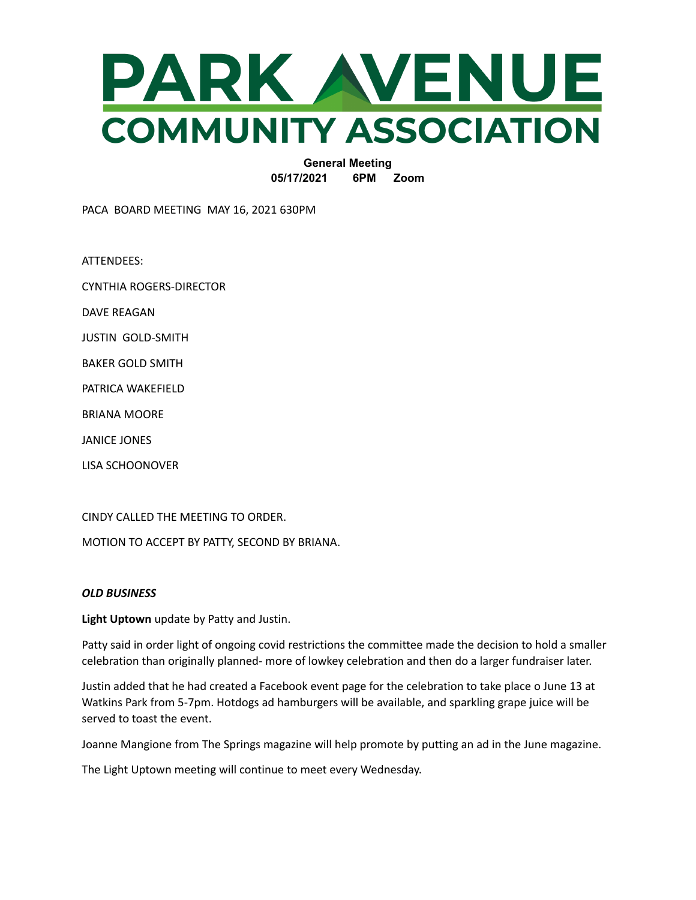# PARK AVENUE COMMUNITY ASSOCIATION

**General Meeting**
**05/17/2021 6PM Zoom**

PACA BOARD MEETING MAY 16, 2021 630PM

ATTENDEES:

CYNTHIA ROGERS-DIRECTOR

DAVE REAGAN

JUSTIN GOLD-SMITH

BAKER GOLD SMITH

PATRICA WAKEFIELD

BRIANA MOORE

JANICE JONES

LISA SCHOONOVER

CINDY CALLED THE MEETING TO ORDER.

MOTION TO ACCEPT BY PATTY, SECOND BY BRIANA.

***OLD BUSINESS***

**Light Uptown** update by Patty and Justin.

Patty said in order light of ongoing covid restrictions the committee made the decision to hold a smaller celebration than originally planned- more of lowkey celebration and then do a larger fundraiser later.

Justin added that he had created a Facebook event page for the celebration to take place o June 13 at Watkins Park from 5-7pm. Hotdogs ad hamburgers will be available, and sparkling grape juice will be served to toast the event.

Joanne Mangione from The Springs magazine will help promote by putting an ad in the June magazine.

The Light Uptown meeting will continue to meet every Wednesday.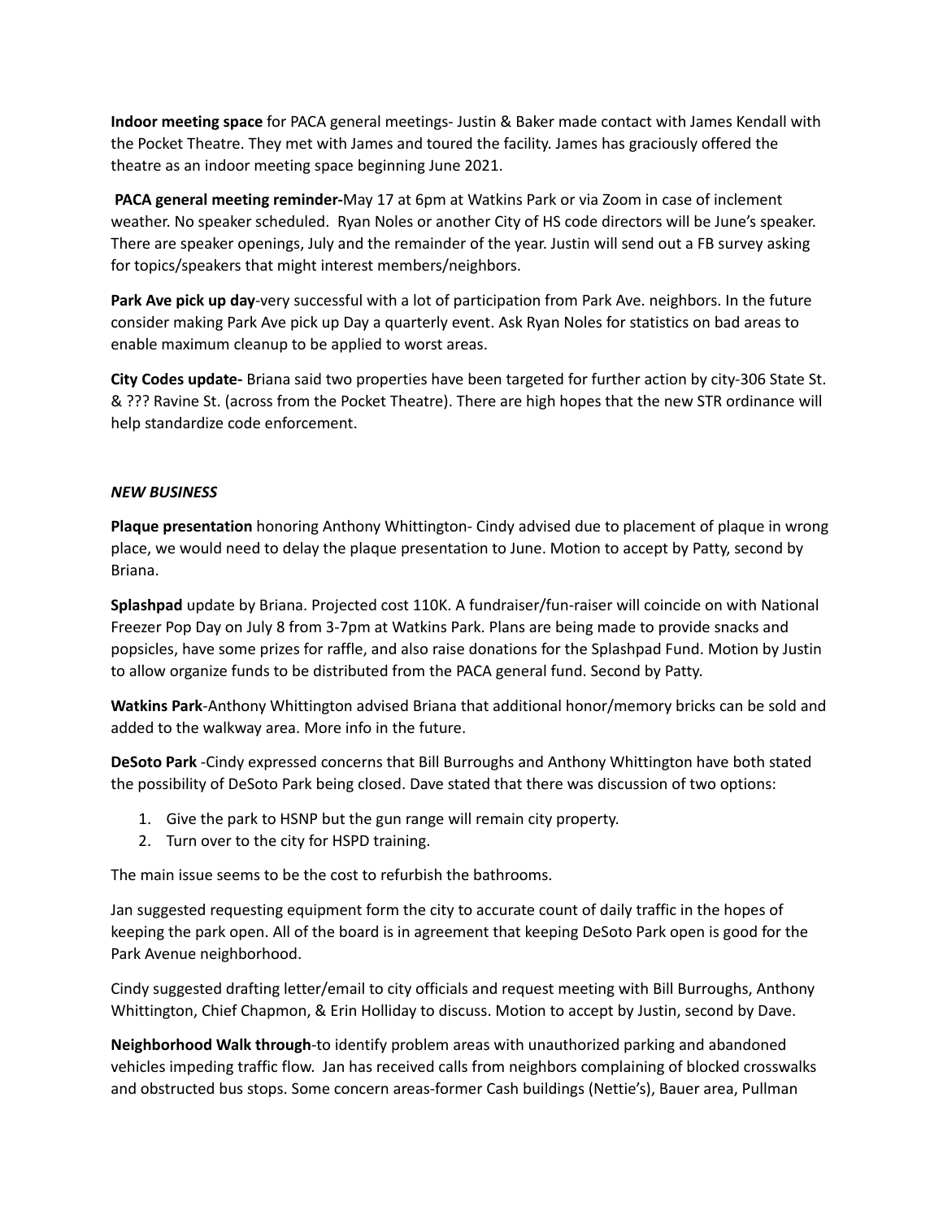**Indoor meeting space** for PACA general meetings- Justin & Baker made contact with James Kendall with the Pocket Theatre. They met with James and toured the facility. James has graciously offered the theatre as an indoor meeting space beginning June 2021.

**PACA general meeting reminder-**May 17 at 6pm at Watkins Park or via Zoom in case of inclement weather. No speaker scheduled. Ryan Noles or another City of HS code directors will be June's speaker. There are speaker openings, July and the remainder of the year. Justin will send out a FB survey asking for topics/speakers that might interest members/neighbors.

**Park Ave pick up day**-very successful with a lot of participation from Park Ave. neighbors. In the future consider making Park Ave pick up Day a quarterly event. Ask Ryan Noles for statistics on bad areas to enable maximum cleanup to be applied to worst areas.

**City Codes update-** Briana said two properties have been targeted for further action by city-306 State St. & ??? Ravine St. (across from the Pocket Theatre). There are high hopes that the new STR ordinance will help standardize code enforcement.

***NEW BUSINESS***

**Plaque presentation** honoring Anthony Whittington- Cindy advised due to placement of plaque in wrong place, we would need to delay the plaque presentation to June. Motion to accept by Patty, second by Briana.

**Splashpad** update by Briana. Projected cost 110K. A fundraiser/fun-raiser will coincide on with National Freezer Pop Day on July 8 from 3-7pm at Watkins Park. Plans are being made to provide snacks and popsicles, have some prizes for raffle, and also raise donations for the Splashpad Fund. Motion by Justin to allow organize funds to be distributed from the PACA general fund. Second by Patty.

**Watkins Park**-Anthony Whittington advised Briana that additional honor/memory bricks can be sold and added to the walkway area. More info in the future.

**DeSoto Park** -Cindy expressed concerns that Bill Burroughs and Anthony Whittington have both stated the possibility of DeSoto Park being closed. Dave stated that there was discussion of two options:

1. Give the park to HSNP but the gun range will remain city property.
2. Turn over to the city for HSPD training.

The main issue seems to be the cost to refurbish the bathrooms.

Jan suggested requesting equipment form the city to accurate count of daily traffic in the hopes of keeping the park open. All of the board is in agreement that keeping DeSoto Park open is good for the Park Avenue neighborhood.

Cindy suggested drafting letter/email to city officials and request meeting with Bill Burroughs, Anthony Whittington, Chief Chapmon, & Erin Holliday to discuss. Motion to accept by Justin, second by Dave.

**Neighborhood Walk through**-to identify problem areas with unauthorized parking and abandoned vehicles impeding traffic flow. Jan has received calls from neighbors complaining of blocked crosswalks and obstructed bus stops. Some concern areas-former Cash buildings (Nettie's), Bauer area, Pullman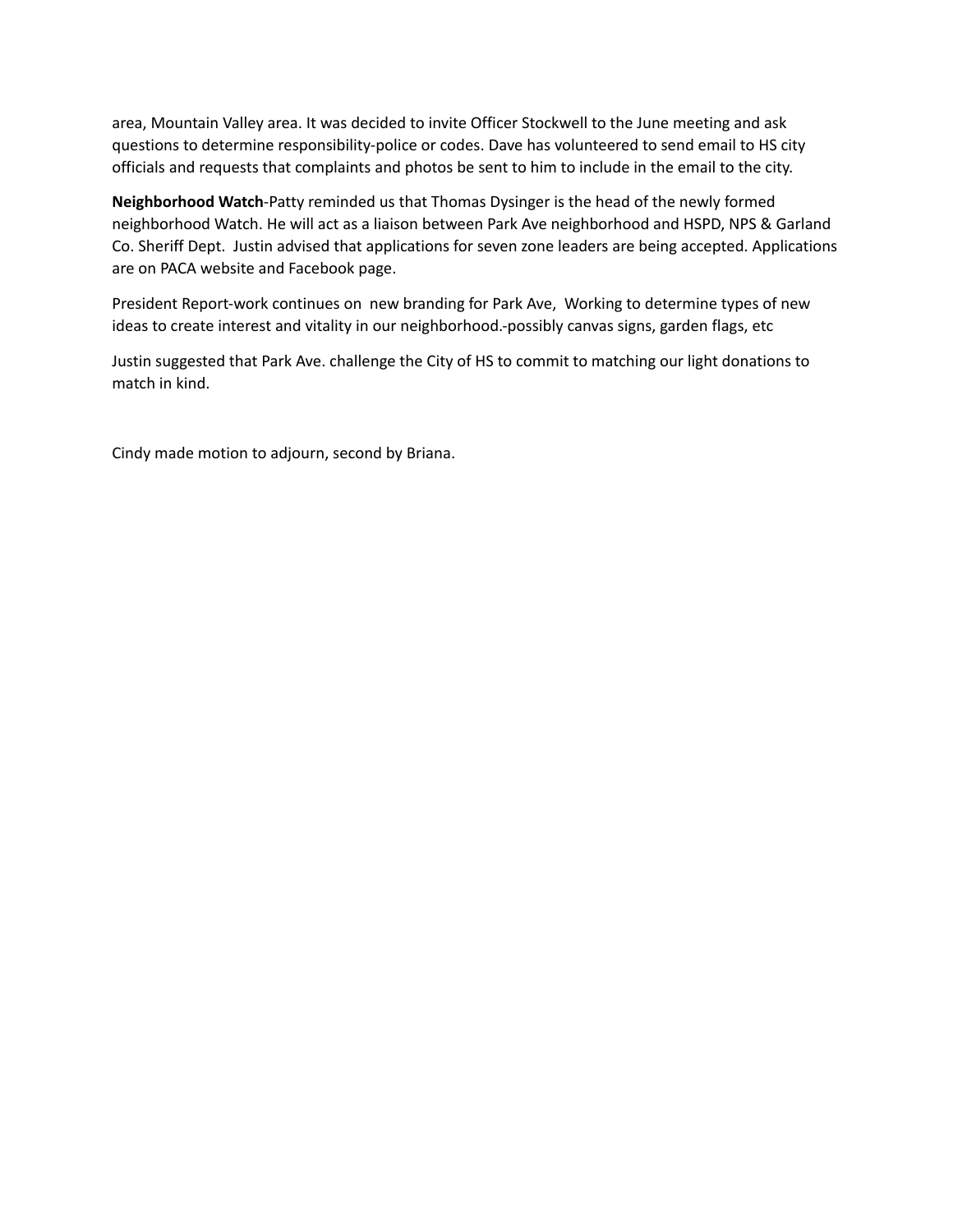area, Mountain Valley area. It was decided to invite Officer Stockwell to the June meeting and ask questions to determine responsibility-police or codes. Dave has volunteered to send email to HS city officials and requests that complaints and photos be sent to him to include in the email to the city.

**Neighborhood Watch**-Patty reminded us that Thomas Dysinger is the head of the newly formed neighborhood Watch. He will act as a liaison between Park Ave neighborhood and HSPD, NPS & Garland Co. Sheriff Dept. Justin advised that applications for seven zone leaders are being accepted. Applications are on PACA website and Facebook page.

President Report-work continues on new branding for Park Ave, Working to determine types of new ideas to create interest and vitality in our neighborhood.-possibly canvas signs, garden flags, etc

Justin suggested that Park Ave. challenge the City of HS to commit to matching our light donations to match in kind.

Cindy made motion to adjourn, second by Briana.